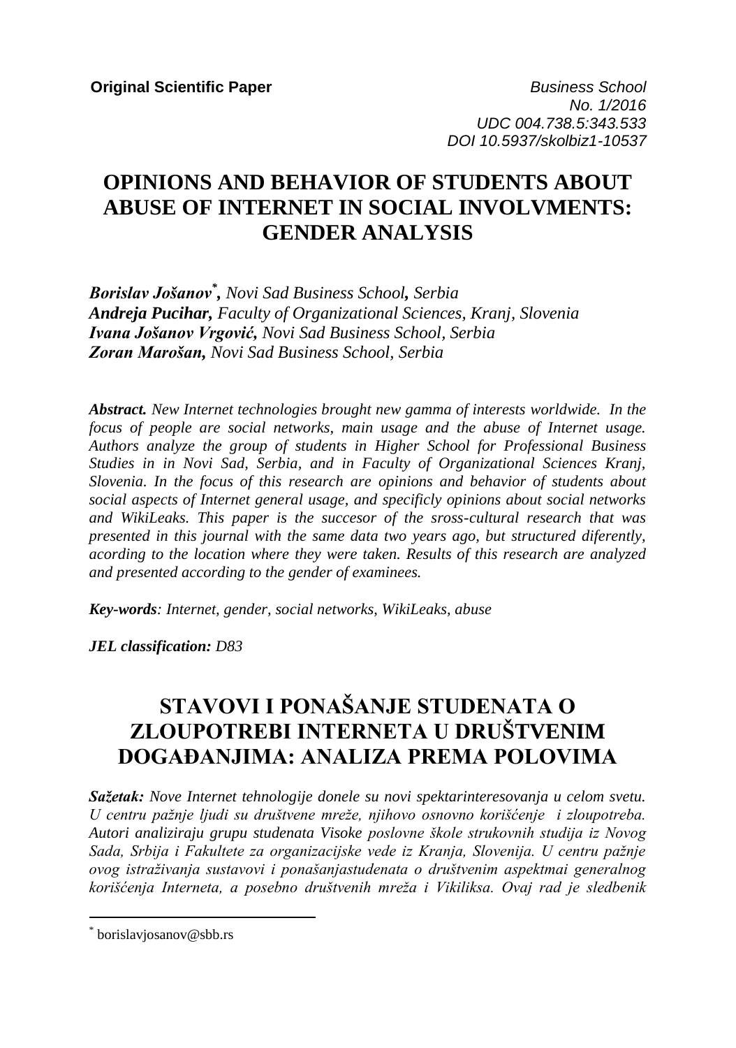**Original Scientific Paper**

*Business School*
*No. 1/2016*
*UDC 004.738.5:343.533*
*DOI 10.5937/skolbiz1-10537*

# OPINIONS AND BEHAVIOR OF STUDENTS ABOUT ABUSE OF INTERNET IN SOCIAL INVOLVMENTS: GENDER ANALYSIS

***Borislav Jošanov*[*]**, *Novi Sad Business School, Serbia*
***Andreja Pucihar,*** *Faculty of Organizational Sciences, Kranj, Slovenia*
***Ivana Jošanov Vrgović,*** *Novi Sad Business School, Serbia*
***Zoran Marošan,*** *Novi Sad Business School, Serbia*

***Abstract.*** *New Internet technologies brought new gamma of interests worldwide. In the focus of people are social networks, main usage and the abuse of Internet usage. Authors analyze the group of students in Higher School for Professional Business Studies in in Novi Sad, Serbia, and in Faculty of Organizational Sciences Kranj, Slovenia. In the focus of this research are opinions and behavior of students about social aspects of Internet general usage, and specificly opinions about social networks and WikiLeaks. This paper is the succesor of the sross-cultural research that was presented in this journal with the same data two years ago, but structured diferently, acording to the location where they were taken. Results of this research are analyzed and presented according to the gender of examinees.*

***Key-words****: Internet, gender, social networks, WikiLeaks, abuse*

***JEL classification:*** *D83*

# STAVOVI I PONAŠANJE STUDENATA O ZLOUPOTREBI INTERNETA U DRUŠTVENIM DOGAĐANJIMA: ANALIZA PREMA POLOVIMA

***Sažetak:*** *Nove Internet tehnologije donele su novi spektarinteresovanja u celom svetu. U centru pažnje ljudi su društvene mreže, njihovo osnovno korišćenje i zloupotreba. Autori analiziraju grupu studenata Visoke poslovne škole strukovnih studija iz Novog Sada, Srbija i Fakultete za organizacijske vede iz Kranja, Slovenija. U centru pažnje ovog istraživanja sustavovi i ponašanjastudenata o društvenim aspektmai generalnog korišćenja Interneta, a posebno društvenih mreža i Vikiliksa. Ovaj rad je sledbenik*

---

[*] borislavjosanov@sbb.rs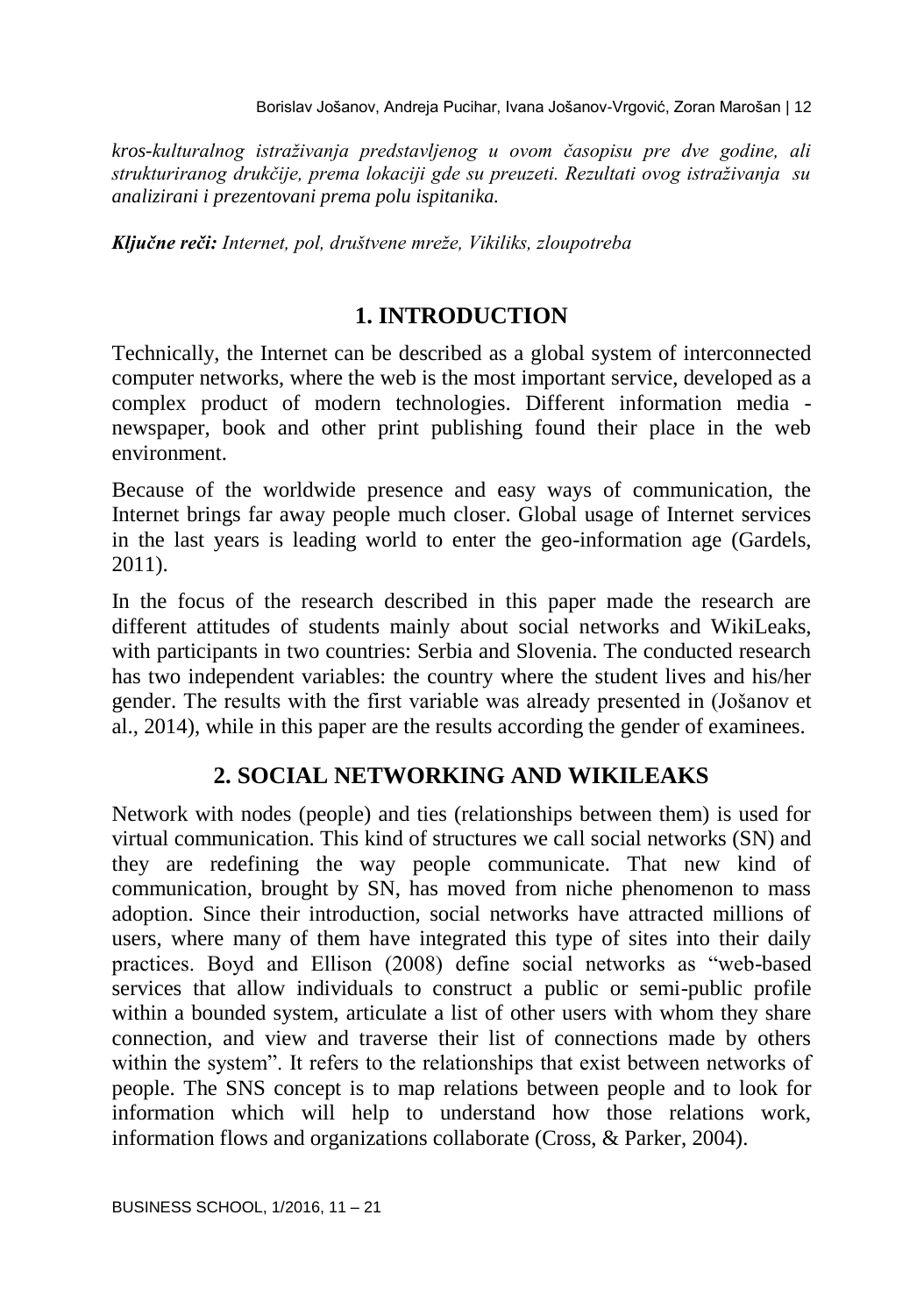*kros-kulturalnog istraživanja predstavljenog u ovom časopisu pre dve godine, ali strukturiranog drukčije, prema lokaciji gde su preuzeti. Rezultati ovog istraživanja su analizirani i prezentovani prema polu ispitanika.*

***Ključne reči:*** *Internet, pol, društvene mreže, Vikiliks, zloupotreba*

## 1. INTRODUCTION

Technically, the Internet can be described as a global system of interconnected computer networks, where the web is the most important service, developed as a complex product of modern technologies. Different information media - newspaper, book and other print publishing found their place in the web environment.

Because of the worldwide presence and easy ways of communication, the Internet brings far away people much closer. Global usage of Internet services in the last years is leading world to enter the geo-information age (Gardels, 2011).

In the focus of the research described in this paper made the research are different attitudes of students mainly about social networks and WikiLeaks, with participants in two countries: Serbia and Slovenia. The conducted research has two independent variables: the country where the student lives and his/her gender. The results with the first variable was already presented in (Jošanov et al., 2014), while in this paper are the results according the gender of examinees.

## 2. SOCIAL NETWORKING AND WIKILEAKS

Network with nodes (people) and ties (relationships between them) is used for virtual communication. This kind of structures we call social networks (SN) and they are redefining the way people communicate. That new kind of communication, brought by SN, has moved from niche phenomenon to mass adoption. Since their introduction, social networks have attracted millions of users, where many of them have integrated this type of sites into their daily practices. Boyd and Ellison (2008) define social networks as "web-based services that allow individuals to construct a public or semi-public profile within a bounded system, articulate a list of other users with whom they share connection, and view and traverse their list of connections made by others within the system". It refers to the relationships that exist between networks of people. The SNS concept is to map relations between people and to look for information which will help to understand how those relations work, information flows and organizations collaborate (Cross, & Parker, 2004).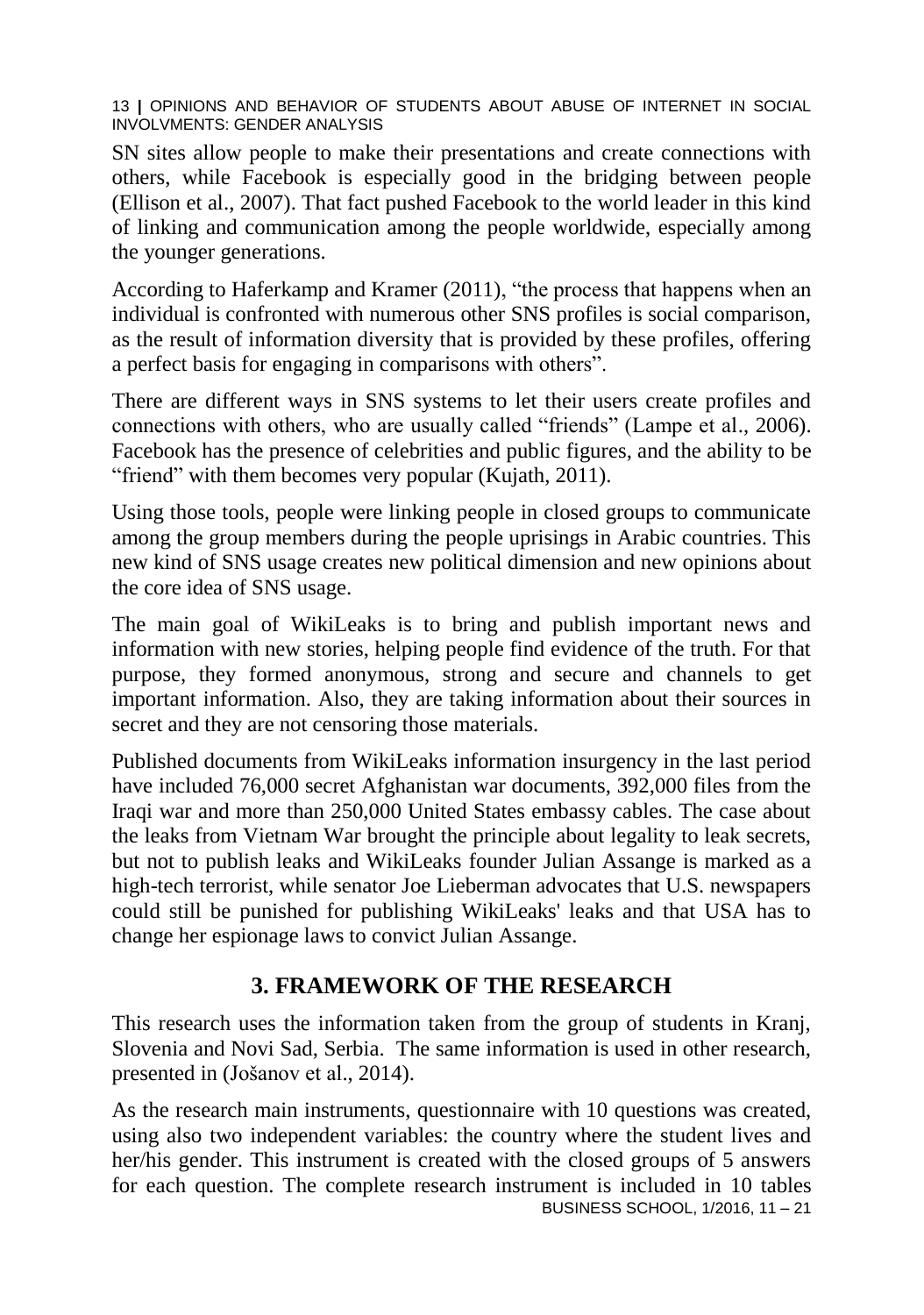SN sites allow people to make their presentations and create connections with others, while Facebook is especially good in the bridging between people (Ellison et al., 2007). That fact pushed Facebook to the world leader in this kind of linking and communication among the people worldwide, especially among the younger generations.

According to Haferkamp and Kramer (2011), "the process that happens when an individual is confronted with numerous other SNS profiles is social comparison, as the result of information diversity that is provided by these profiles, offering a perfect basis for engaging in comparisons with others".

There are different ways in SNS systems to let their users create profiles and connections with others, who are usually called "friends" (Lampe et al., 2006). Facebook has the presence of celebrities and public figures, and the ability to be "friend" with them becomes very popular (Kujath, 2011).

Using those tools, people were linking people in closed groups to communicate among the group members during the people uprisings in Arabic countries. This new kind of SNS usage creates new political dimension and new opinions about the core idea of SNS usage.

The main goal of WikiLeaks is to bring and publish important news and information with new stories, helping people find evidence of the truth. For that purpose, they formed anonymous, strong and secure and channels to get important information. Also, they are taking information about their sources in secret and they are not censoring those materials.

Published documents from WikiLeaks information insurgency in the last period have included 76,000 secret Afghanistan war documents, 392,000 files from the Iraqi war and more than 250,000 United States embassy cables. The case about the leaks from Vietnam War brought the principle about legality to leak secrets, but not to publish leaks and WikiLeaks founder Julian Assange is marked as a high-tech terrorist, while senator Joe Lieberman advocates that U.S. newspapers could still be punished for publishing WikiLeaks' leaks and that USA has to change her espionage laws to convict Julian Assange.

## 3. FRAMEWORK OF THE RESEARCH

This research uses the information taken from the group of students in Kranj, Slovenia and Novi Sad, Serbia. The same information is used in other research, presented in (Jošanov et al., 2014).

As the research main instruments, questionnaire with 10 questions was created, using also two independent variables: the country where the student lives and her/his gender. This instrument is created with the closed groups of 5 answers for each question. The complete research instrument is included in 10 tables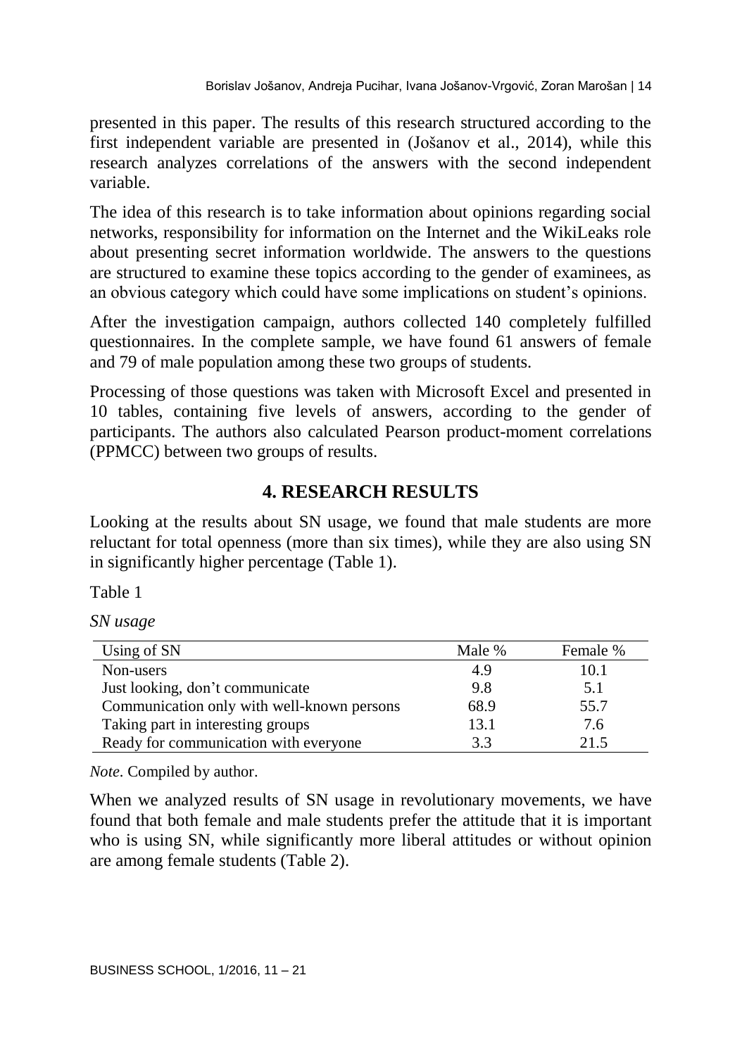presented in this paper. The results of this research structured according to the first independent variable are presented in (Jošanov et al., 2014), while this research analyzes correlations of the answers with the second independent variable.

The idea of this research is to take information about opinions regarding social networks, responsibility for information on the Internet and the WikiLeaks role about presenting secret information worldwide. The answers to the questions are structured to examine these topics according to the gender of examinees, as an obvious category which could have some implications on student's opinions.

After the investigation campaign, authors collected 140 completely fulfilled questionnaires. In the complete sample, we have found 61 answers of female and 79 of male population among these two groups of students.

Processing of those questions was taken with Microsoft Excel and presented in 10 tables, containing five levels of answers, according to the gender of participants. The authors also calculated Pearson product-moment correlations (PPMCC) between two groups of results.

## 4. RESEARCH RESULTS

Looking at the results about SN usage, we found that male students are more reluctant for total openness (more than six times), while they are also using SN in significantly higher percentage (Table 1).

Table 1

*SN usage*

| Using of SN | Male % | Female % |
|---|---|---|
| Non-users | 4.9 | 10.1 |
| Just looking, don't communicate | 9.8 | 5.1 |
| Communication only with well-known persons | 68.9 | 55.7 |
| Taking part in interesting groups | 13.1 | 7.6 |
| Ready for communication with everyone | 3.3 | 21.5 |

*Note.* Compiled by author.

When we analyzed results of SN usage in revolutionary movements, we have found that both female and male students prefer the attitude that it is important who is using SN, while significantly more liberal attitudes or without opinion are among female students (Table 2).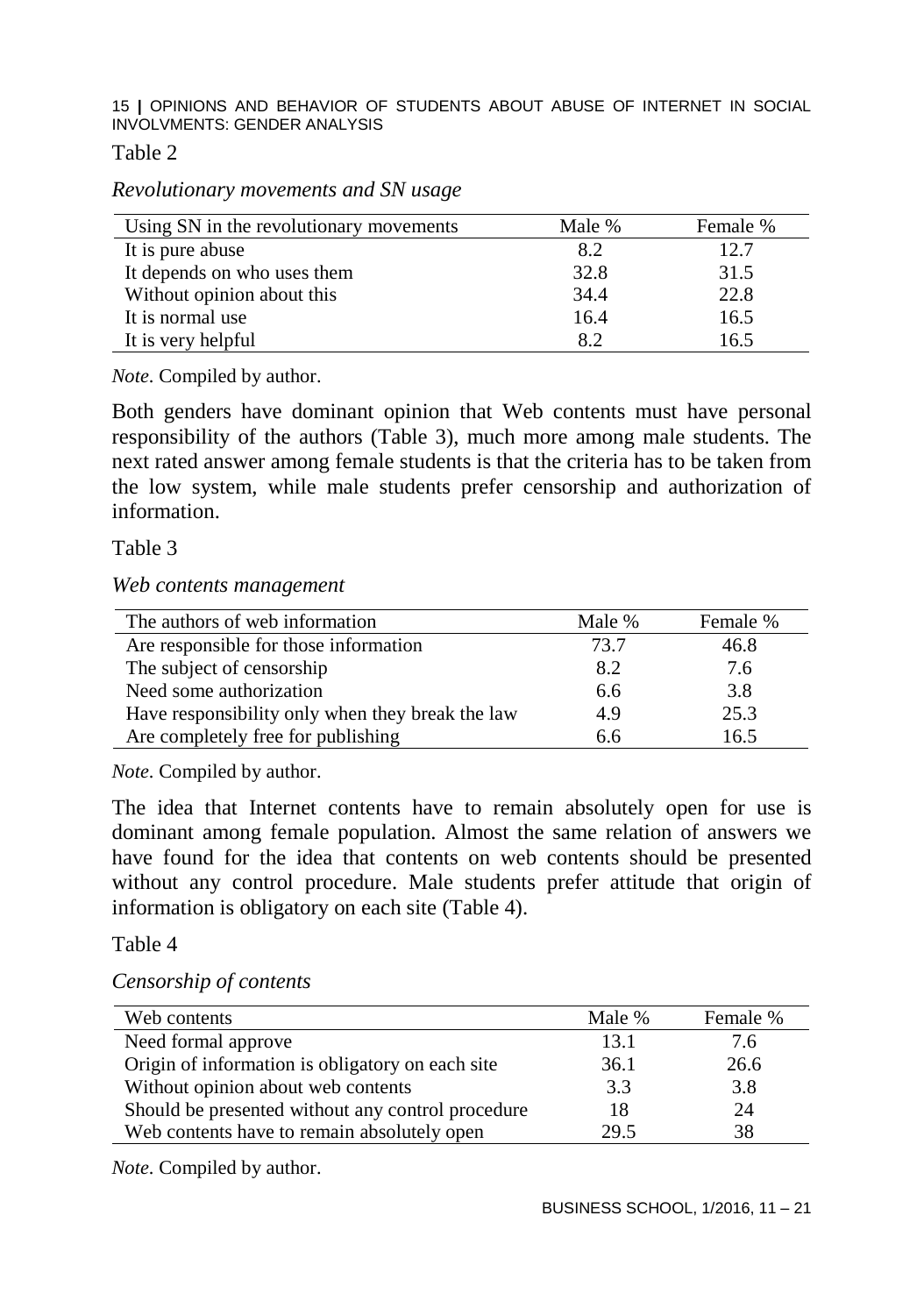Table 2

*Revolutionary movements and SN usage*

| Using SN in the revolutionary movements | Male % | Female % |
|---|---|---|
| It is pure abuse | 8.2 | 12.7 |
| It depends on who uses them | 32.8 | 31.5 |
| Without opinion about this | 34.4 | 22.8 |
| It is normal use | 16.4 | 16.5 |
| It is very helpful | 8.2 | 16.5 |

*Note.* Compiled by author.

Both genders have dominant opinion that Web contents must have personal responsibility of the authors (Table 3), much more among male students. The next rated answer among female students is that the criteria has to be taken from the low system, while male students prefer censorship and authorization of information.

Table 3

*Web contents management*

| The authors of web information | Male % | Female % |
|---|---|---|
| Are responsible for those information | 73.7 | 46.8 |
| The subject of censorship | 8.2 | 7.6 |
| Need some authorization | 6.6 | 3.8 |
| Have responsibility only when they break the law | 4.9 | 25.3 |
| Are completely free for publishing | 6.6 | 16.5 |

*Note.* Compiled by author.

The idea that Internet contents have to remain absolutely open for use is dominant among female population. Almost the same relation of answers we have found for the idea that contents on web contents should be presented without any control procedure. Male students prefer attitude that origin of information is obligatory on each site (Table 4).

Table 4

*Censorship of contents*

| Web contents | Male % | Female % |
|---|---|---|
| Need formal approve | 13.1 | 7.6 |
| Origin of information is obligatory on each site | 36.1 | 26.6 |
| Without opinion about web contents | 3.3 | 3.8 |
| Should be presented without any control procedure | 18 | 24 |
| Web contents have to remain absolutely open | 29.5 | 38 |

*Note.* Compiled by author.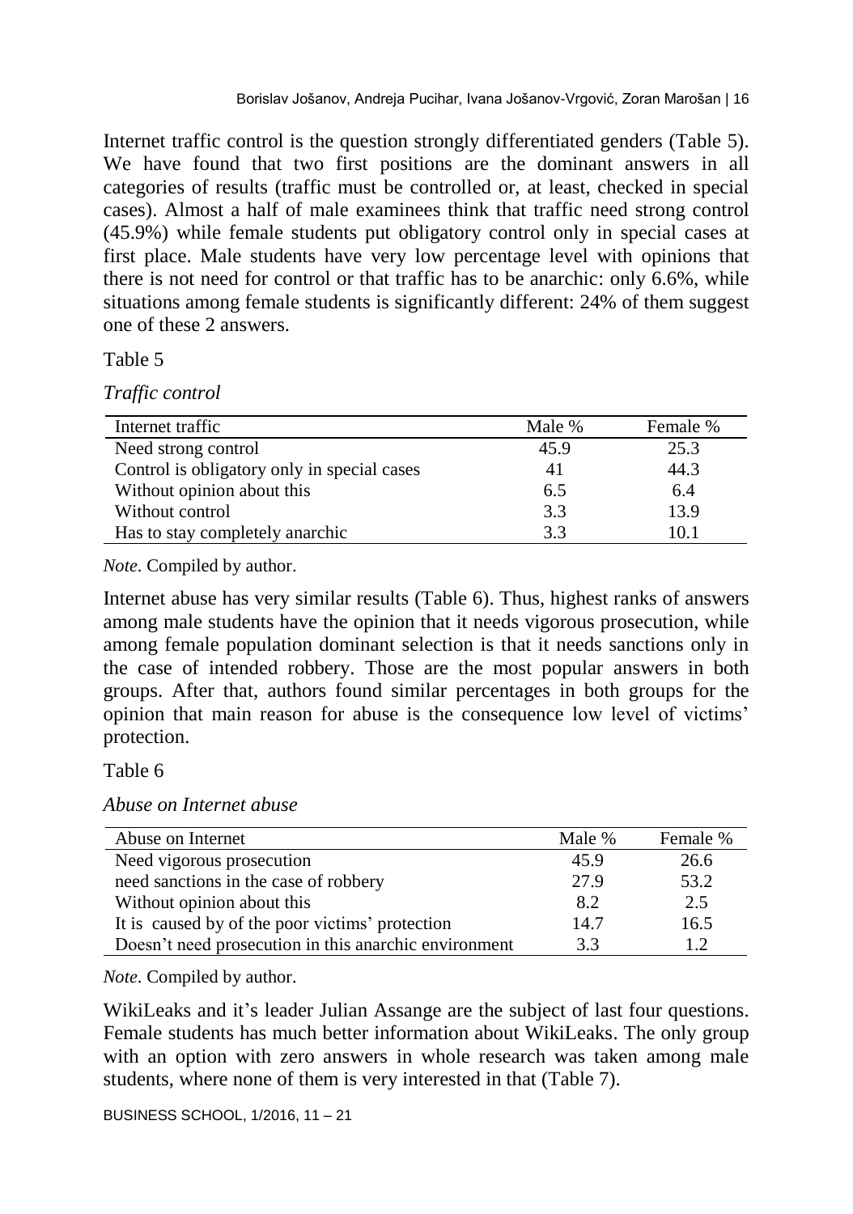Internet traffic control is the question strongly differentiated genders (Table 5). We have found that two first positions are the dominant answers in all categories of results (traffic must be controlled or, at least, checked in special cases). Almost a half of male examinees think that traffic need strong control (45.9%) while female students put obligatory control only in special cases at first place. Male students have very low percentage level with opinions that there is not need for control or that traffic has to be anarchic: only 6.6%, while situations among female students is significantly different: 24% of them suggest one of these 2 answers.

Table 5

*Traffic control*

| Internet traffic | Male % | Female % |
|---|---|---|
| Need strong control | 45.9 | 25.3 |
| Control is obligatory only in special cases | 41 | 44.3 |
| Without opinion about this | 6.5 | 6.4 |
| Without control | 3.3 | 13.9 |
| Has to stay completely anarchic | 3.3 | 10.1 |

*Note.* Compiled by author.

Internet abuse has very similar results (Table 6). Thus, highest ranks of answers among male students have the opinion that it needs vigorous prosecution, while among female population dominant selection is that it needs sanctions only in the case of intended robbery. Those are the most popular answers in both groups. After that, authors found similar percentages in both groups for the opinion that main reason for abuse is the consequence low level of victims' protection.

Table 6

*Abuse on Internet abuse*

| Abuse on Internet | Male % | Female % |
|---|---|---|
| Need vigorous prosecution | 45.9 | 26.6 |
| need sanctions in the case of robbery | 27.9 | 53.2 |
| Without opinion about this | 8.2 | 2.5 |
| It is caused by of the poor victims' protection | 14.7 | 16.5 |
| Doesn't need prosecution in this anarchic environment | 3.3 | 1.2 |

*Note.* Compiled by author.

WikiLeaks and it's leader Julian Assange are the subject of last four questions. Female students has much better information about WikiLeaks. The only group with an option with zero answers in whole research was taken among male students, where none of them is very interested in that (Table 7).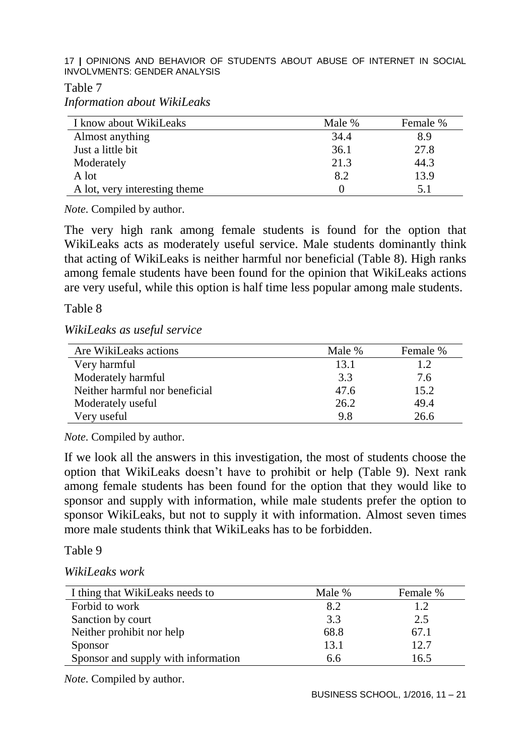Table 7

*Information about WikiLeaks*

| I know about WikiLeaks | Male % | Female % |
|---|---|---|
| Almost anything | 34.4 | 8.9 |
| Just a little bit | 36.1 | 27.8 |
| Moderately | 21.3 | 44.3 |
| A lot | 8.2 | 13.9 |
| A lot, very interesting theme | 0 | 5.1 |

*Note*. Compiled by author.

The very high rank among female students is found for the option that WikiLeaks acts as moderately useful service. Male students dominantly think that acting of WikiLeaks is neither harmful nor beneficial (Table 8). High ranks among female students have been found for the opinion that WikiLeaks actions are very useful, while this option is half time less popular among male students.

Table 8

*WikiLeaks as useful service*

| Are WikiLeaks actions | Male % | Female % |
|---|---|---|
| Very harmful | 13.1 | 1.2 |
| Moderately harmful | 3.3 | 7.6 |
| Neither harmful nor beneficial | 47.6 | 15.2 |
| Moderately useful | 26.2 | 49.4 |
| Very useful | 9.8 | 26.6 |

*Note*. Compiled by author.

If we look all the answers in this investigation, the most of students choose the option that WikiLeaks doesn't have to prohibit or help (Table 9). Next rank among female students has been found for the option that they would like to sponsor and supply with information, while male students prefer the option to sponsor WikiLeaks, but not to supply it with information. Almost seven times more male students think that WikiLeaks has to be forbidden.

Table 9

*WikiLeaks work*

| I thing that WikiLeaks needs to | Male % | Female % |
|---|---|---|
| Forbid to work | 8.2 | 1.2 |
| Sanction by court | 3.3 | 2.5 |
| Neither prohibit nor help | 68.8 | 67.1 |
| Sponsor | 13.1 | 12.7 |
| Sponsor and supply with information | 6.6 | 16.5 |

*Note*. Compiled by author.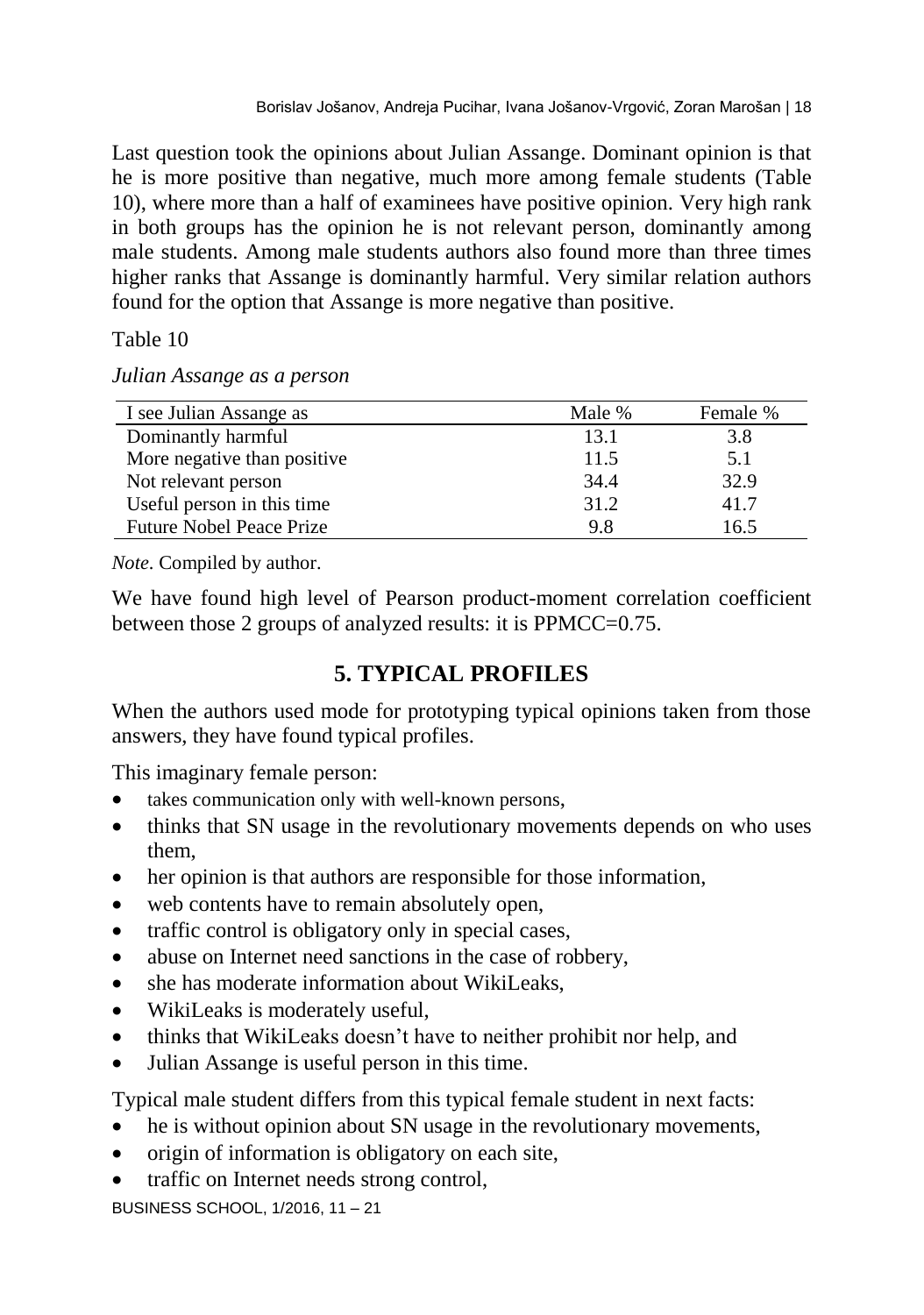Last question took the opinions about Julian Assange. Dominant opinion is that he is more positive than negative, much more among female students (Table 10), where more than a half of examinees have positive opinion. Very high rank in both groups has the opinion he is not relevant person, dominantly among male students. Among male students authors also found more than three times higher ranks that Assange is dominantly harmful. Very similar relation authors found for the option that Assange is more negative than positive.

Table 10

*Julian Assange as a person*

| I see Julian Assange as | Male % | Female % |
|---|---|---|
| Dominantly harmful | 13.1 | 3.8 |
| More negative than positive | 11.5 | 5.1 |
| Not relevant person | 34.4 | 32.9 |
| Useful person in this time | 31.2 | 41.7 |
| Future Nobel Peace Prize | 9.8 | 16.5 |

*Note*. Compiled by author.

We have found high level of Pearson product-moment correlation coefficient between those 2 groups of analyzed results: it is PPMCC=0.75.

## 5. TYPICAL PROFILES

When the authors used mode for prototyping typical opinions taken from those answers, they have found typical profiles.

This imaginary female person:

- takes communication only with well-known persons,
- thinks that SN usage in the revolutionary movements depends on who uses them,
- her opinion is that authors are responsible for those information,
- web contents have to remain absolutely open,
- traffic control is obligatory only in special cases,
- abuse on Internet need sanctions in the case of robbery,
- she has moderate information about WikiLeaks,
- WikiLeaks is moderately useful,
- thinks that WikiLeaks doesn't have to neither prohibit nor help, and
- Julian Assange is useful person in this time.

Typical male student differs from this typical female student in next facts:

- he is without opinion about SN usage in the revolutionary movements,
- origin of information is obligatory on each site,
- traffic on Internet needs strong control,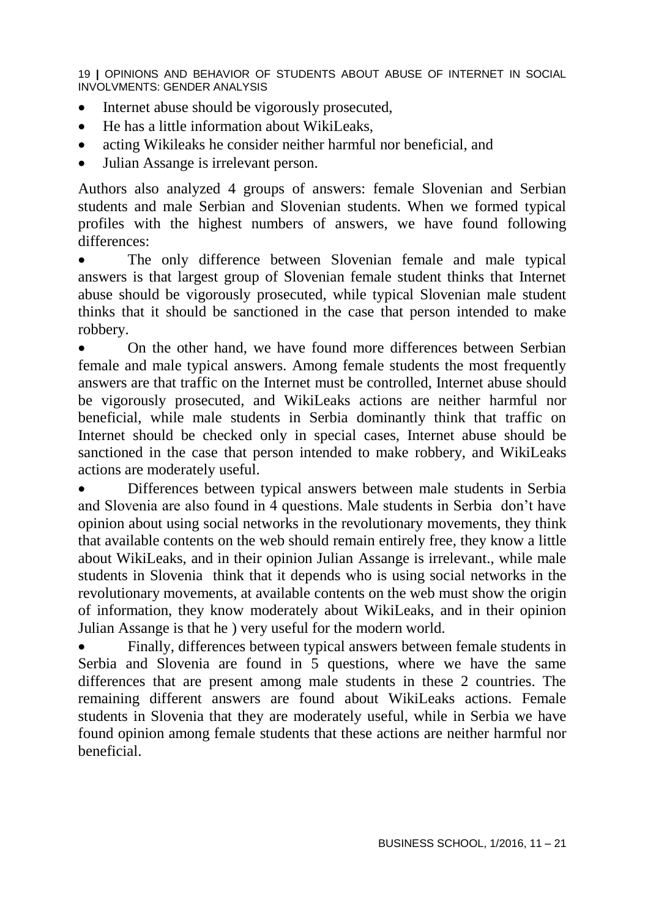- Internet abuse should be vigorously prosecuted,
- He has a little information about WikiLeaks,
- acting Wikileaks he consider neither harmful nor beneficial, and
- Julian Assange is irrelevant person.

Authors also analyzed 4 groups of answers: female Slovenian and Serbian students and male Serbian and Slovenian students. When we formed typical profiles with the highest numbers of answers, we have found following differences:

- The only difference between Slovenian female and male typical answers is that largest group of Slovenian female student thinks that Internet abuse should be vigorously prosecuted, while typical Slovenian male student thinks that it should be sanctioned in the case that person intended to make robbery.
- On the other hand, we have found more differences between Serbian female and male typical answers. Among female students the most frequently answers are that traffic on the Internet must be controlled, Internet abuse should be vigorously prosecuted, and WikiLeaks actions are neither harmful nor beneficial, while male students in Serbia dominantly think that traffic on Internet should be checked only in special cases, Internet abuse should be sanctioned in the case that person intended to make robbery, and WikiLeaks actions are moderately useful.
- Differences between typical answers between male students in Serbia and Slovenia are also found in 4 questions. Male students in Serbia don't have opinion about using social networks in the revolutionary movements, they think that available contents on the web should remain entirely free, they know a little about WikiLeaks, and in their opinion Julian Assange is irrelevant., while male students in Slovenia think that it depends who is using social networks in the revolutionary movements, at available contents on the web must show the origin of information, they know moderately about WikiLeaks, and in their opinion Julian Assange is that he ) very useful for the modern world.
- Finally, differences between typical answers between female students in Serbia and Slovenia are found in 5 questions, where we have the same differences that are present among male students in these 2 countries. The remaining different answers are found about WikiLeaks actions. Female students in Slovenia that they are moderately useful, while in Serbia we have found opinion among female students that these actions are neither harmful nor beneficial.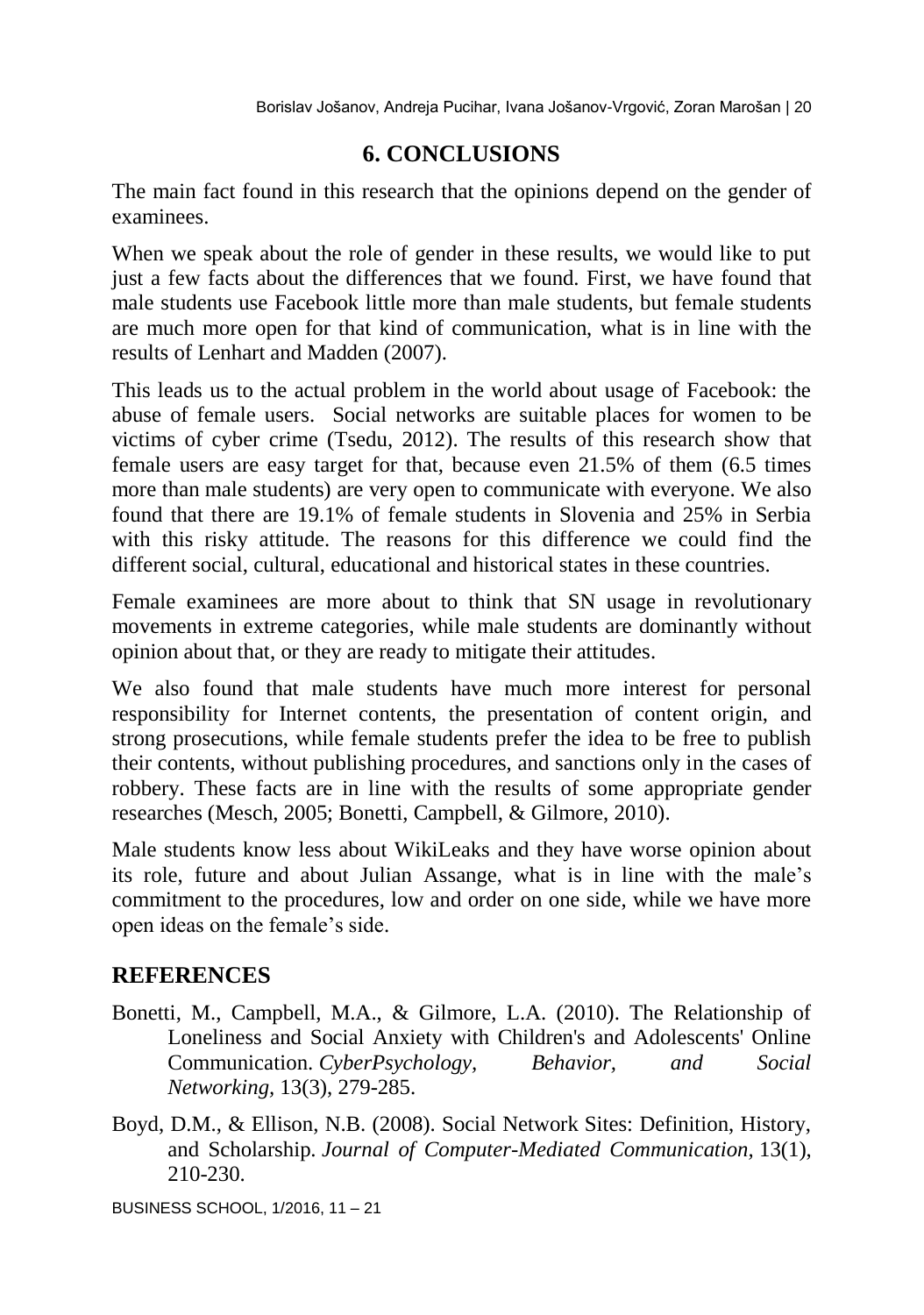## 6. CONCLUSIONS

The main fact found in this research that the opinions depend on the gender of examinees.

When we speak about the role of gender in these results, we would like to put just a few facts about the differences that we found. First, we have found that male students use Facebook little more than male students, but female students are much more open for that kind of communication, what is in line with the results of Lenhart and Madden (2007).

This leads us to the actual problem in the world about usage of Facebook: the abuse of female users. Social networks are suitable places for women to be victims of cyber crime (Tsedu, 2012). The results of this research show that female users are easy target for that, because even 21.5% of them (6.5 times more than male students) are very open to communicate with everyone. We also found that there are 19.1% of female students in Slovenia and 25% in Serbia with this risky attitude. The reasons for this difference we could find the different social, cultural, educational and historical states in these countries.

Female examinees are more about to think that SN usage in revolutionary movements in extreme categories, while male students are dominantly without opinion about that, or they are ready to mitigate their attitudes.

We also found that male students have much more interest for personal responsibility for Internet contents, the presentation of content origin, and strong prosecutions, while female students prefer the idea to be free to publish their contents, without publishing procedures, and sanctions only in the cases of robbery. These facts are in line with the results of some appropriate gender researches (Mesch, 2005; Bonetti, Campbell, & Gilmore, 2010).

Male students know less about WikiLeaks and they have worse opinion about its role, future and about Julian Assange, what is in line with the male's commitment to the procedures, low and order on one side, while we have more open ideas on the female's side.

## REFERENCES

Bonetti, M., Campbell, M.A., & Gilmore, L.A. (2010). The Relationship of Loneliness and Social Anxiety with Children's and Adolescents' Online Communication. *CyberPsychology, Behavior, and Social Networking*, 13(3), 279-285.

Boyd, D.M., & Ellison, N.B. (2008). Social Network Sites: Definition, History, and Scholarship. *Journal of Computer-Mediated Communication*, 13(1), 210-230.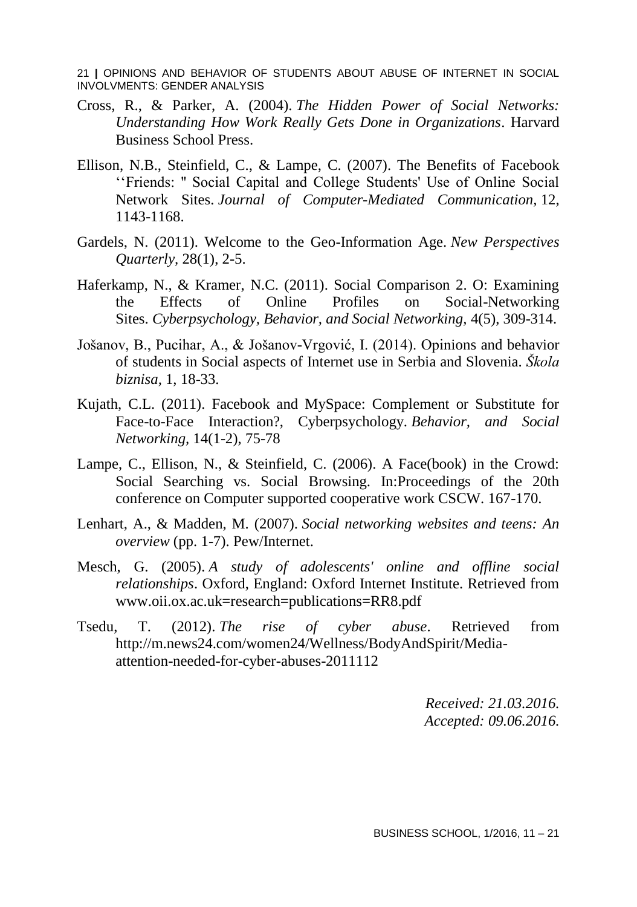Cross, R., & Parker, A. (2004). *The Hidden Power of Social Networks: Understanding How Work Really Gets Done in Organizations*. Harvard Business School Press.

Ellison, N.B., Steinfield, C., & Lampe, C. (2007). The Benefits of Facebook ''Friends: " Social Capital and College Students' Use of Online Social Network Sites. *Journal of Computer-Mediated Communication,* 12, 1143-1168.

Gardels, N. (2011). Welcome to the Geo-Information Age. *New Perspectives Quarterly,* 28(1), 2-5.

Haferkamp, N., & Kramer, N.C. (2011). Social Comparison 2. O: Examining the Effects of Online Profiles on Social-Networking Sites. *Cyberpsychology, Behavior, and Social Networking,* 4(5), 309-314.

Jošanov, B., Pucihar, A., & Jošanov-Vrgović, I. (2014). Opinions and behavior of students in Social aspects of Internet use in Serbia and Slovenia. *Škola biznisa,* 1, 18-33.

Kujath, C.L. (2011). Facebook and MySpace: Complement or Substitute for Face-to-Face Interaction?, Cyberpsychology. *Behavior, and Social Networking,* 14(1-2), 75-78

Lampe, C., Ellison, N., & Steinfield, C. (2006). A Face(book) in the Crowd: Social Searching vs. Social Browsing. In:Proceedings of the 20th conference on Computer supported cooperative work CSCW. 167-170.

Lenhart, A., & Madden, M. (2007). *Social networking websites and teens: An overview* (pp. 1-7). Pew/Internet.

Mesch, G. (2005). *A study of adolescents' online and offline social relationships*. Oxford, England: Oxford Internet Institute. Retrieved from www.oii.ox.ac.uk=research=publications=RR8.pdf

Tsedu, T. (2012). *The rise of cyber abuse*. Retrieved from http://m.news24.com/women24/Wellness/BodyAndSpirit/Media-attention-needed-for-cyber-abuses-2011112

*Received: 21.03.2016.*
*Accepted: 09.06.2016.*